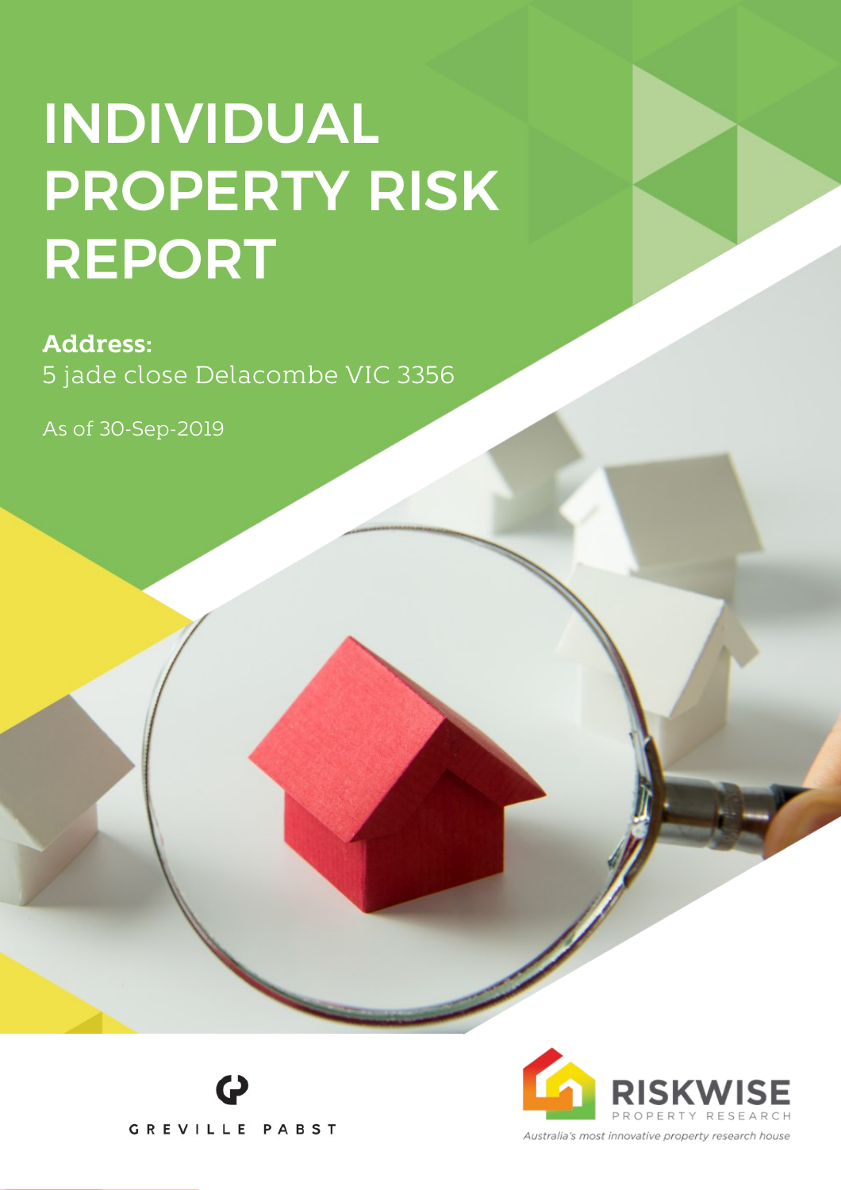# INDIVIDUAL PROPERTY RISK REPORT

**Address:**
5 jade close Delacombe VIC 3356

As of 30-Sep-2019

GREVILLE PABST

RISKWISE
PROPERTY RESEARCH
*Australia's most innovative property research house*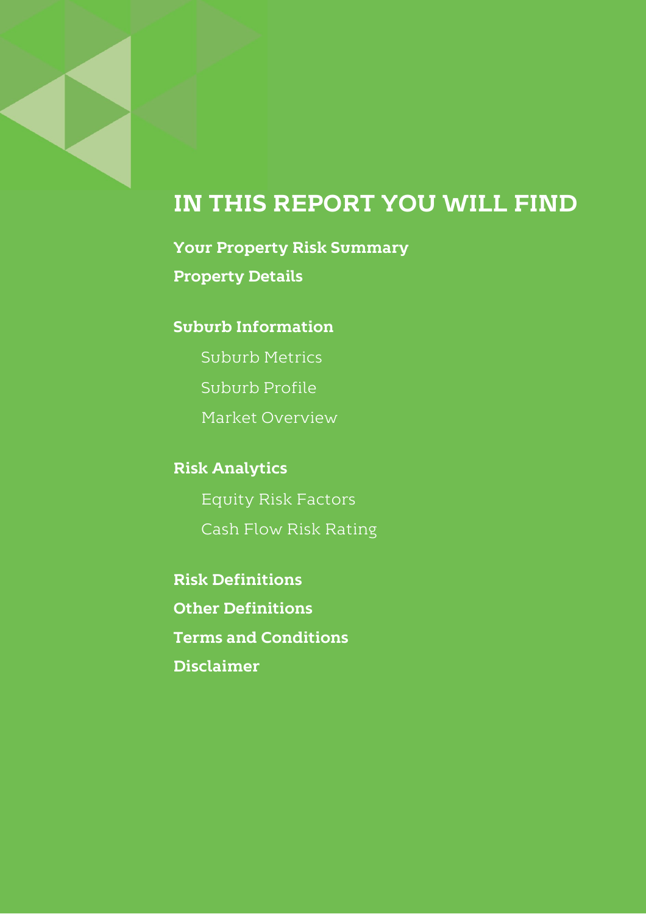# IN THIS REPORT YOU WILL FIND

**Your Property Risk Summary**

**Property Details**

**Suburb Information**

- Suburb Metrics
- Suburb Profile
- Market Overview

**Risk Analytics**

- Equity Risk Factors
- Cash Flow Risk Rating

**Risk Definitions**

**Other Definitions**

**Terms and Conditions**

**Disclaimer**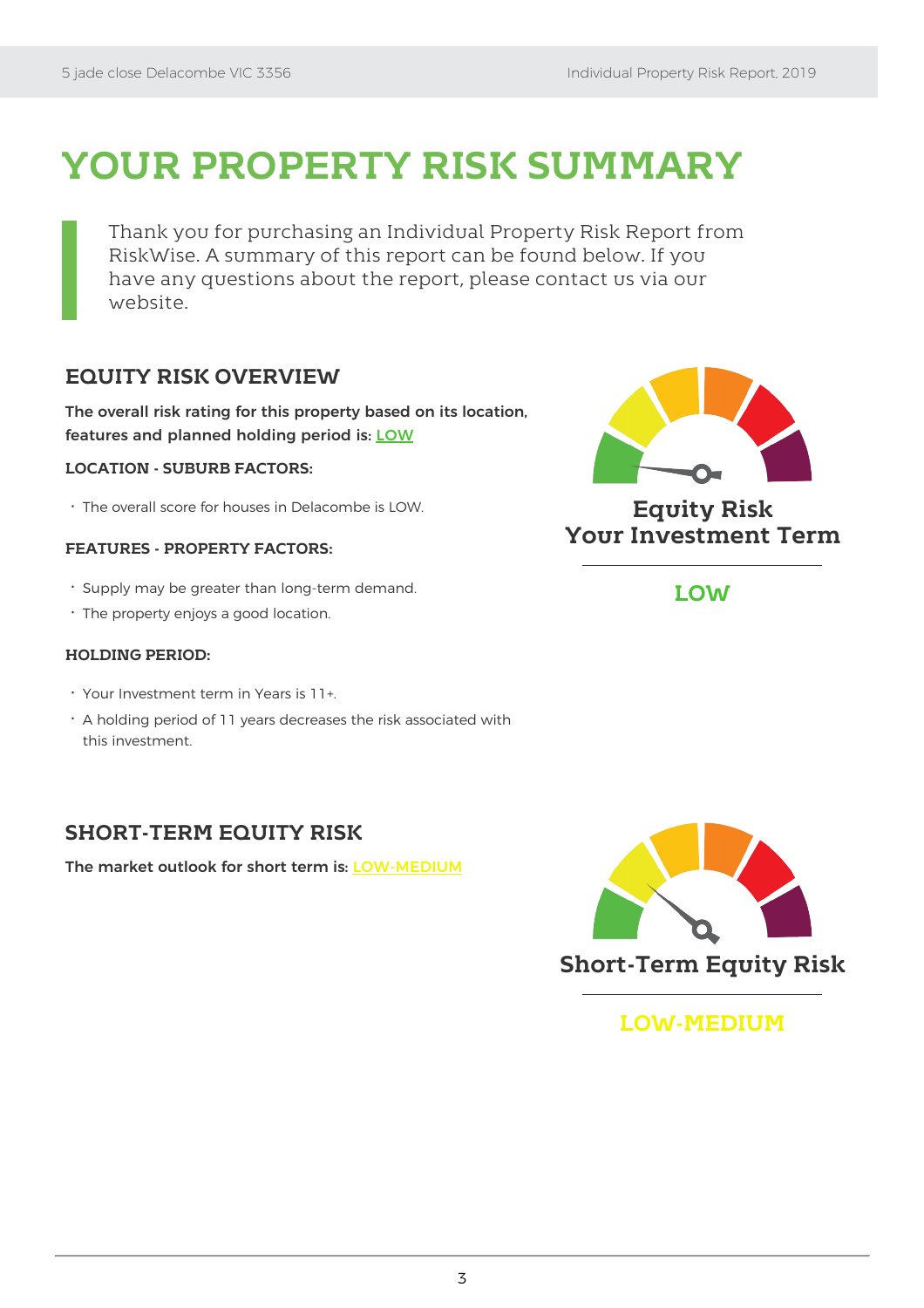# YOUR PROPERTY RISK SUMMARY

Thank you for purchasing an Individual Property Risk Report from RiskWise. A summary of this report can be found below. If you have any questions about the report, please contact us via our website.

## EQUITY RISK OVERVIEW

**The overall risk rating for this property based on its location, features and planned holding period is: LOW**

### LOCATION - SUBURB FACTORS:

- The overall score for houses in Delacombe is LOW.

### FEATURES - PROPERTY FACTORS:

- Supply may be greater than long-term demand.
- The property enjoys a good location.

### HOLDING PERIOD:

- Your Investment term in Years is 11+.
- A holding period of 11 years decreases the risk associated with this investment.

**Equity Risk Your Investment Term**

**LOW**

## SHORT-TERM EQUITY RISK

**The market outlook for short term is: LOW-MEDIUM**

**Short-Term Equity Risk**

**LOW-MEDIUM**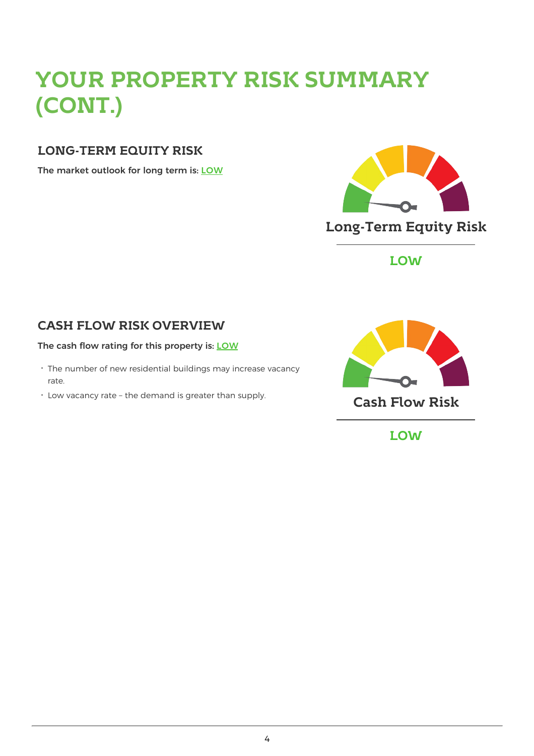# YOUR PROPERTY RISK SUMMARY (CONT.)

## LONG-TERM EQUITY RISK

**The market outlook for long term is: LOW**

Long-Term Equity Risk

LOW

## CASH FLOW RISK OVERVIEW

**The cash flow rating for this property is: LOW**

- The number of new residential buildings may increase vacancy rate.
- Low vacancy rate – the demand is greater than supply.

Cash Flow Risk

LOW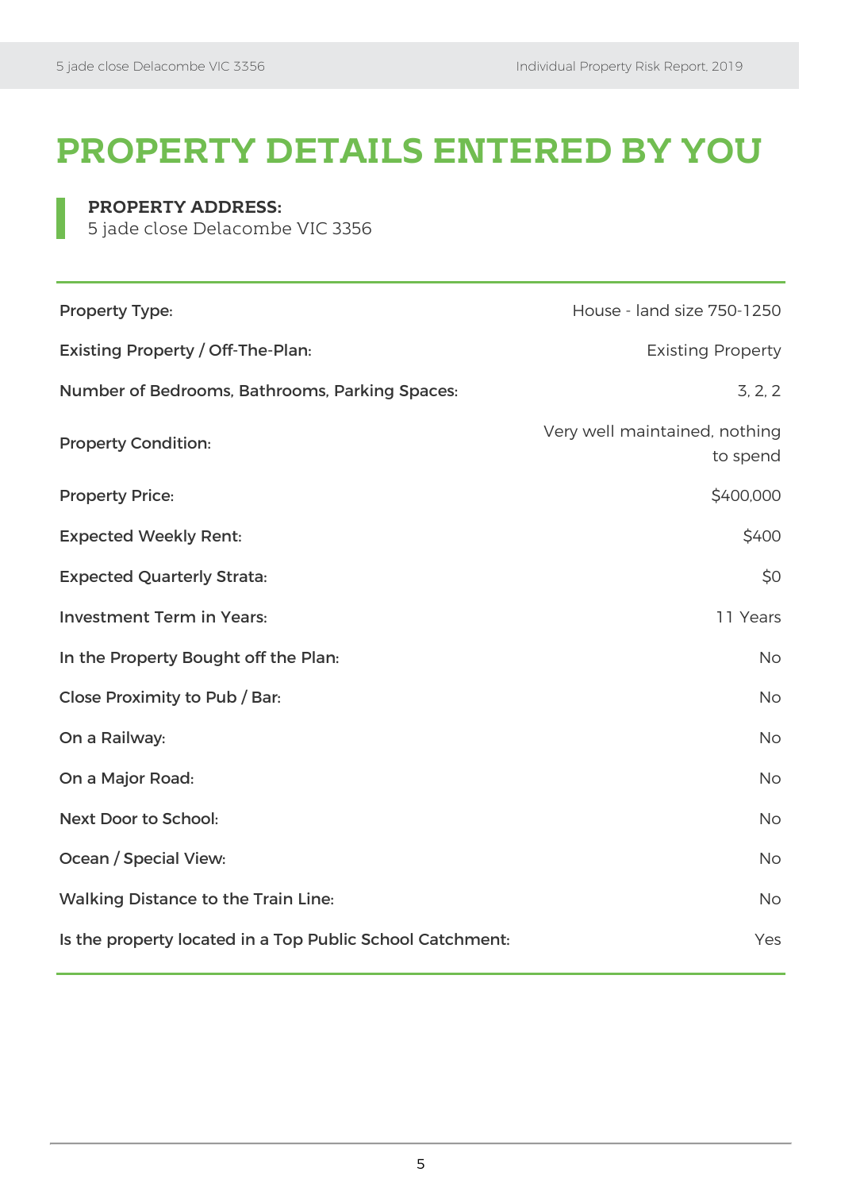# PROPERTY DETAILS ENTERED BY YOU

**PROPERTY ADDRESS:**
5 jade close Delacombe VIC 3356

| | |
|---|---|
| Property Type: | House - land size 750-1250 |
| Existing Property / Off-The-Plan: | Existing Property |
| Number of Bedrooms, Bathrooms, Parking Spaces: | 3, 2, 2 |
| Property Condition: | Very well maintained, nothing to spend |
| Property Price: | $400,000 |
| Expected Weekly Rent: | $400 |
| Expected Quarterly Strata: | $0 |
| Investment Term in Years: | 11 Years |
| In the Property Bought off the Plan: | No |
| Close Proximity to Pub / Bar: | No |
| On a Railway: | No |
| On a Major Road: | No |
| Next Door to School: | No |
| Ocean / Special View: | No |
| Walking Distance to the Train Line: | No |
| Is the property located in a Top Public School Catchment: | Yes |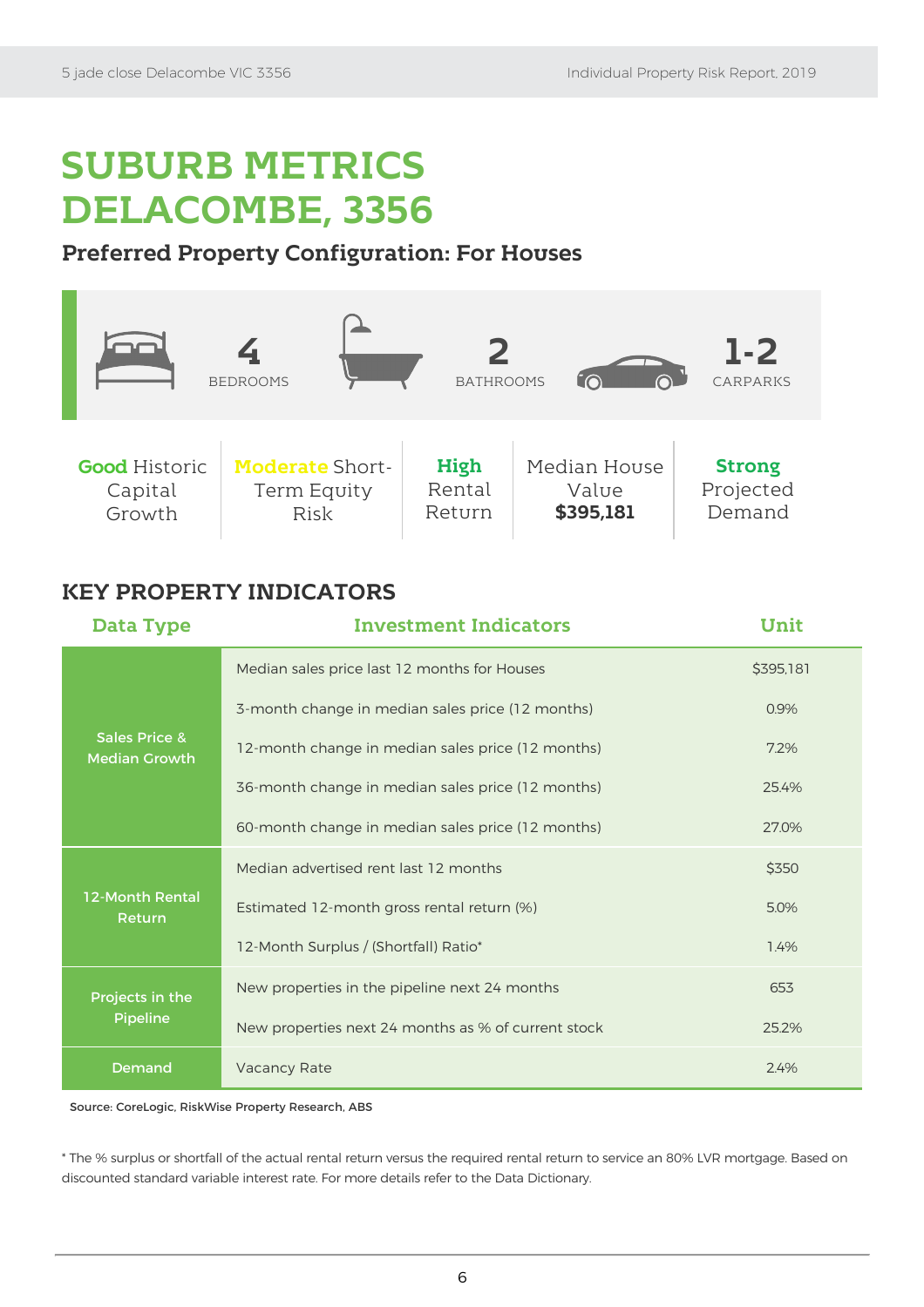# SUBURB METRICS DELACOMBE, 3356

## Preferred Property Configuration: For Houses

**4** BEDROOMS

**2** BATHROOMS

**1-2** CARPARKS

| **Good** Historic Capital Growth | **Moderate** Short-Term Equity Risk | **High** Rental Return | Median House Value **$395,181** | **Strong** Projected Demand |
|---|---|---|---|---|

## KEY PROPERTY INDICATORS

| Data Type | Investment Indicators | Unit |
|---|---|---|
| Sales Price & Median Growth | Median sales price last 12 months for Houses | $395,181 |
| | 3-month change in median sales price (12 months) | 0.9% |
| | 12-month change in median sales price (12 months) | 7.2% |
| | 36-month change in median sales price (12 months) | 25.4% |
| | 60-month change in median sales price (12 months) | 27.0% |
| 12-Month Rental Return | Median advertised rent last 12 months | $350 |
| | Estimated 12-month gross rental return (%) | 5.0% |
| | 12-Month Surplus / (Shortfall) Ratio* | 1.4% |
| Projects in the Pipeline | New properties in the pipeline next 24 months | 653 |
| | New properties next 24 months as % of current stock | 25.2% |
| Demand | Vacancy Rate | 2.4% |

Source: CoreLogic, RiskWise Property Research, ABS

* The % surplus or shortfall of the actual rental return versus the required rental return to service an 80% LVR mortgage. Based on discounted standard variable interest rate. For more details refer to the Data Dictionary.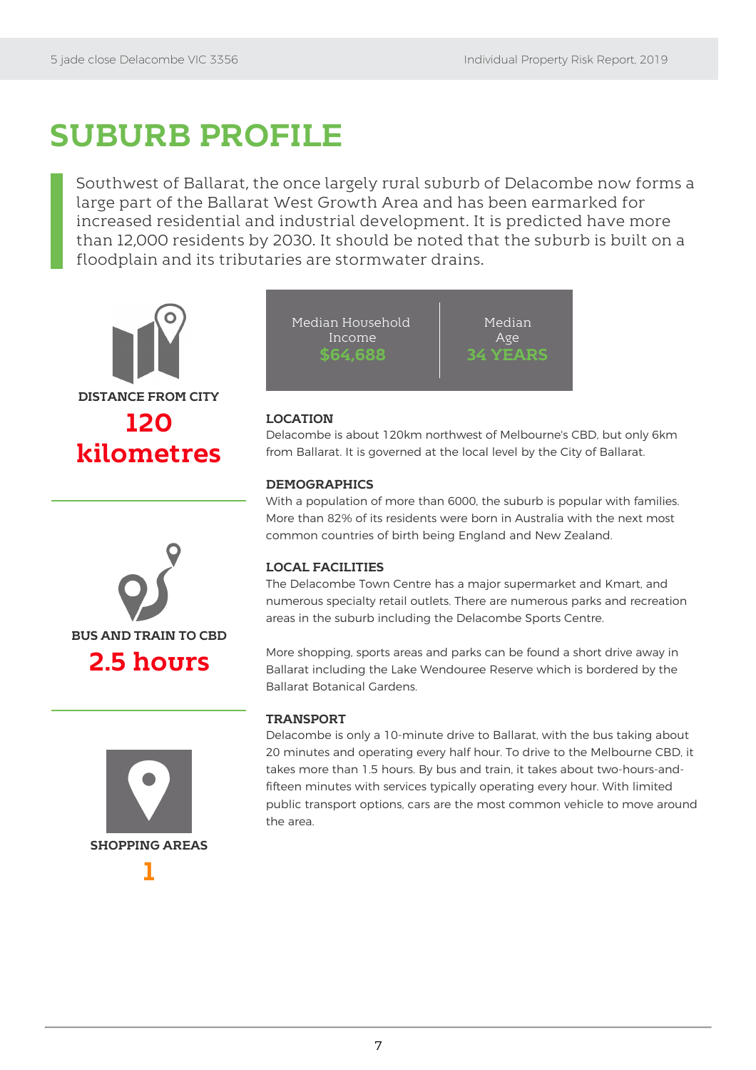# SUBURB PROFILE

Southwest of Ballarat, the once largely rural suburb of Delacombe now forms a large part of the Ballarat West Growth Area and has been earmarked for increased residential and industrial development. It is predicted have more than 12,000 residents by 2030. It should be noted that the suburb is built on a floodplain and its tributaries are stormwater drains.

| Median Household Income | Median Age |
| --- | --- |
| $64,688 | 34 YEARS |

**DISTANCE FROM CITY**

**120 kilometres**

**BUS AND TRAIN TO CBD**

**2.5 hours**

**SHOPPING AREAS**

**1**

### LOCATION

Delacombe is about 120km northwest of Melbourne's CBD, but only 6km from Ballarat. It is governed at the local level by the City of Ballarat.

### DEMOGRAPHICS

With a population of more than 6000, the suburb is popular with families. More than 82% of its residents were born in Australia with the next most common countries of birth being England and New Zealand.

### LOCAL FACILITIES

The Delacombe Town Centre has a major supermarket and Kmart, and numerous specialty retail outlets. There are numerous parks and recreation areas in the suburb including the Delacombe Sports Centre.

More shopping, sports areas and parks can be found a short drive away in Ballarat including the Lake Wendouree Reserve which is bordered by the Ballarat Botanical Gardens.

### TRANSPORT

Delacombe is only a 10-minute drive to Ballarat, with the bus taking about 20 minutes and operating every half hour. To drive to the Melbourne CBD, it takes more than 1.5 hours. By bus and train, it takes about two-hours-and-fifteen minutes with services typically operating every hour. With limited public transport options, cars are the most common vehicle to move around the area.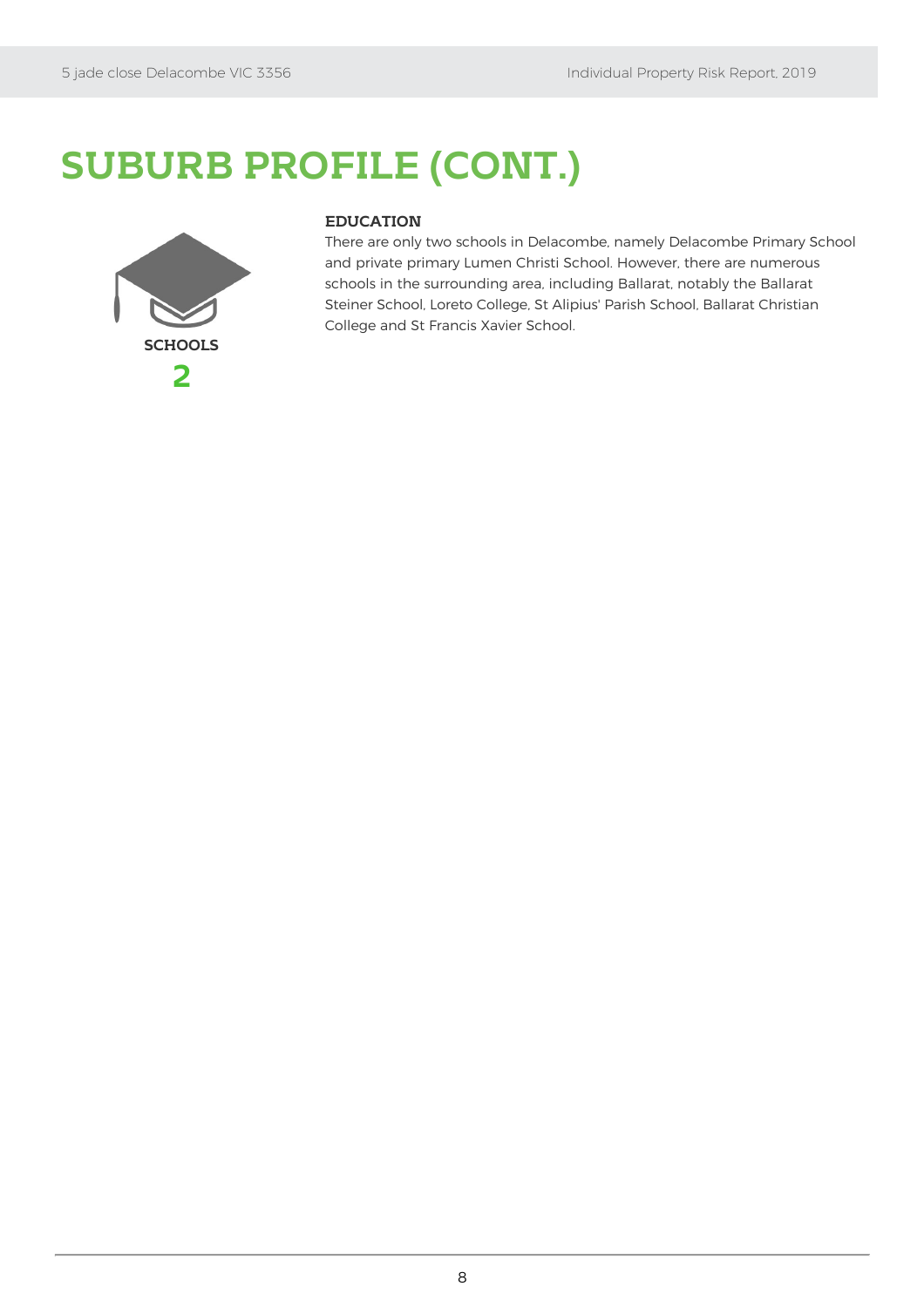# SUBURB PROFILE (CONT.)

**SCHOOLS**

**2**

### EDUCATION

There are only two schools in Delacombe, namely Delacombe Primary School and private primary Lumen Christi School. However, there are numerous schools in the surrounding area, including Ballarat, notably the Ballarat Steiner School, Loreto College, St Alipius' Parish School, Ballarat Christian College and St Francis Xavier School.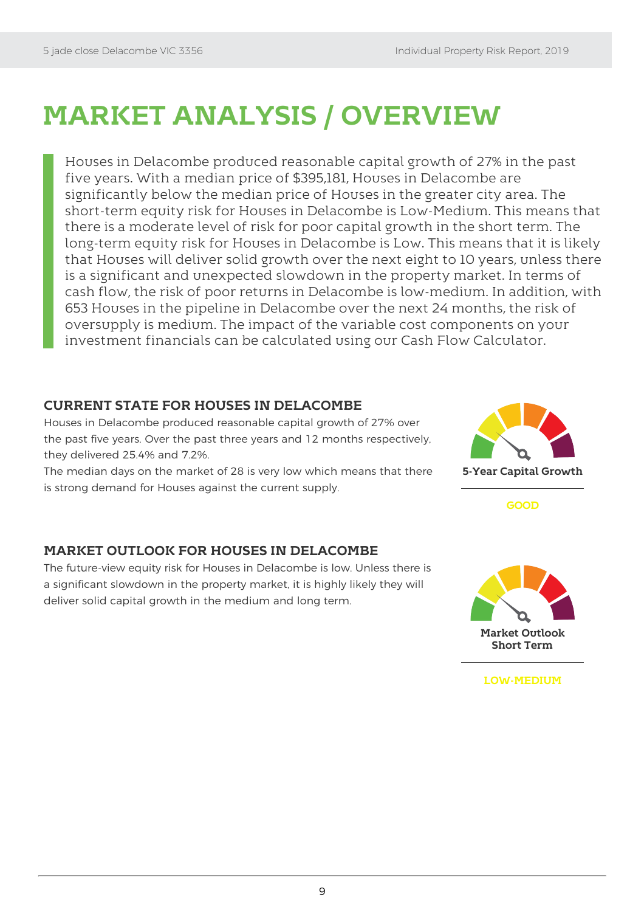# MARKET ANALYSIS / OVERVIEW

Houses in Delacombe produced reasonable capital growth of 27% in the past five years. With a median price of $395,181, Houses in Delacombe are significantly below the median price of Houses in the greater city area. The short-term equity risk for Houses in Delacombe is Low-Medium. This means that there is a moderate level of risk for poor capital growth in the short term. The long-term equity risk for Houses in Delacombe is Low. This means that it is likely that Houses will deliver solid growth over the next eight to 10 years, unless there is a significant and unexpected slowdown in the property market. In terms of cash flow, the risk of poor returns in Delacombe is low-medium. In addition, with 653 Houses in the pipeline in Delacombe over the next 24 months, the risk of oversupply is medium. The impact of the variable cost components on your investment financials can be calculated using our Cash Flow Calculator.

### CURRENT STATE FOR HOUSES IN DELACOMBE

Houses in Delacombe produced reasonable capital growth of 27% over the past five years. Over the past three years and 12 months respectively, they delivered 25.4% and 7.2%.

The median days on the market of 28 is very low which means that there is strong demand for Houses against the current supply.

**5-Year Capital Growth**

GOOD

### MARKET OUTLOOK FOR HOUSES IN DELACOMBE

The future-view equity risk for Houses in Delacombe is low. Unless there is a significant slowdown in the property market, it is highly likely they will deliver solid capital growth in the medium and long term.

**Market Outlook Short Term**

LOW-MEDIUM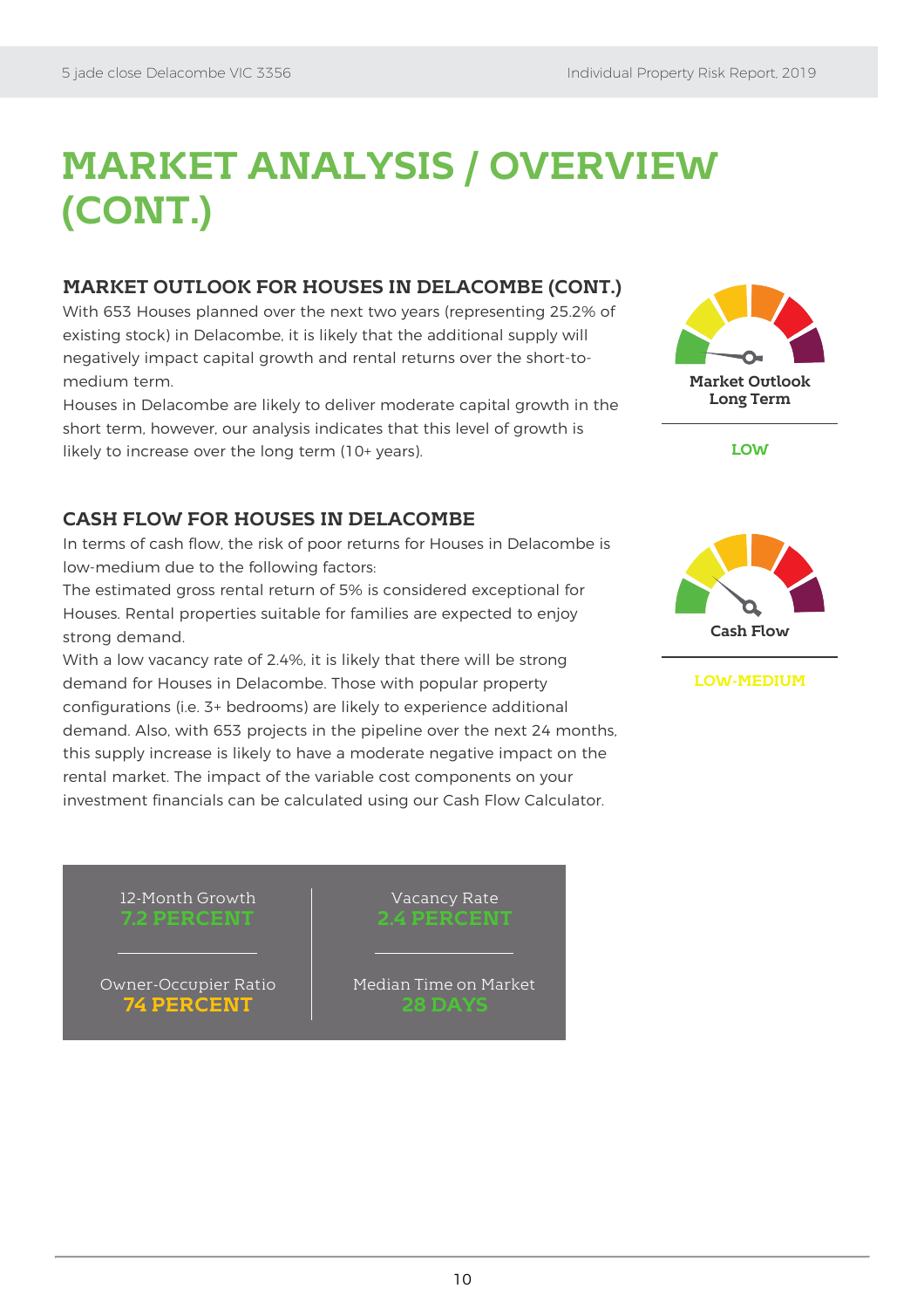// MARKET ANALYSIS / OVERVIEW (CONT.)

## MARKET OUTLOOK FOR HOUSES IN DELACOMBE (CONT.)

With 653 Houses planned over the next two years (representing 25.2% of existing stock) in Delacombe, it is likely that the additional supply will negatively impact capital growth and rental returns over the short-to-medium term.

Houses in Delacombe are likely to deliver moderate capital growth in the short term, however, our analysis indicates that this level of growth is likely to increase over the long term (10+ years).

**Market Outlook Long Term**

**LOW**

## CASH FLOW FOR HOUSES IN DELACOMBE

In terms of cash flow, the risk of poor returns for Houses in Delacombe is low-medium due to the following factors:

The estimated gross rental return of 5% is considered exceptional for Houses. Rental properties suitable for families are expected to enjoy strong demand.

With a low vacancy rate of 2.4%, it is likely that there will be strong demand for Houses in Delacombe. Those with popular property configurations (i.e. 3+ bedrooms) are likely to experience additional demand. Also, with 653 projects in the pipeline over the next 24 months, this supply increase is likely to have a moderate negative impact on the rental market. The impact of the variable cost components on your investment financials can be calculated using our Cash Flow Calculator.

**Cash Flow**

**LOW-MEDIUM**

| 12-Month Growth | Vacancy Rate |
|---|---|
| 7.2 PERCENT | 2.4 PERCENT |
| **Owner-Occupier Ratio** | **Median Time on Market** |
| 74 PERCENT | 28 DAYS |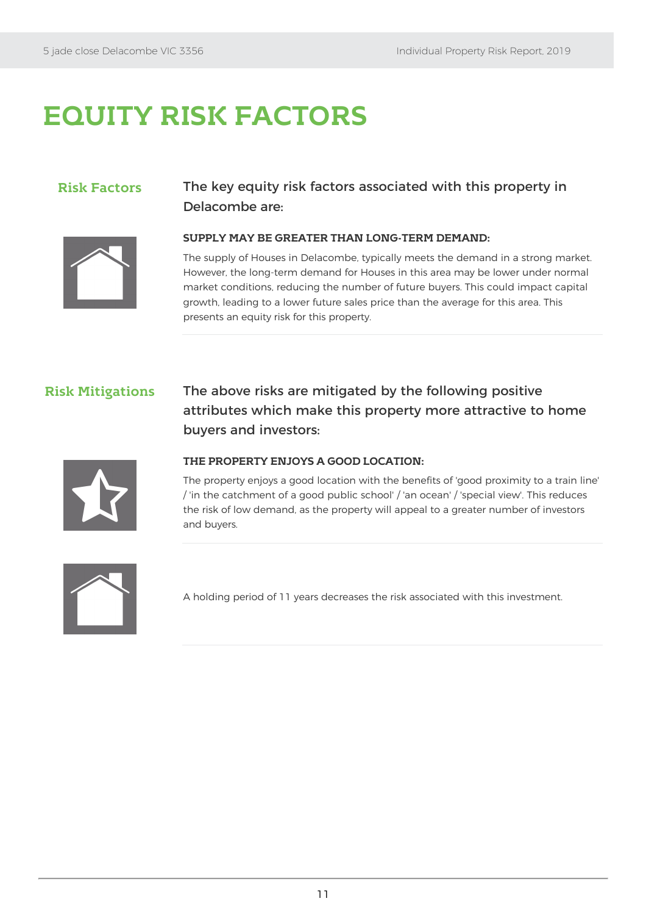# EQUITY RISK FACTORS

## Risk Factors

The key equity risk factors associated with this property in Delacombe are:

**SUPPLY MAY BE GREATER THAN LONG-TERM DEMAND:**

The supply of Houses in Delacombe, typically meets the demand in a strong market. However, the long-term demand for Houses in this area may be lower under normal market conditions, reducing the number of future buyers. This could impact capital growth, leading to a lower future sales price than the average for this area. This presents an equity risk for this property.

## Risk Mitigations

The above risks are mitigated by the following positive attributes which make this property more attractive to home buyers and investors:

**THE PROPERTY ENJOYS A GOOD LOCATION:**

The property enjoys a good location with the benefits of 'good proximity to a train line' / 'in the catchment of a good public school' / 'an ocean' / 'special view'. This reduces the risk of low demand, as the property will appeal to a greater number of investors and buyers.

A holding period of 11 years decreases the risk associated with this investment.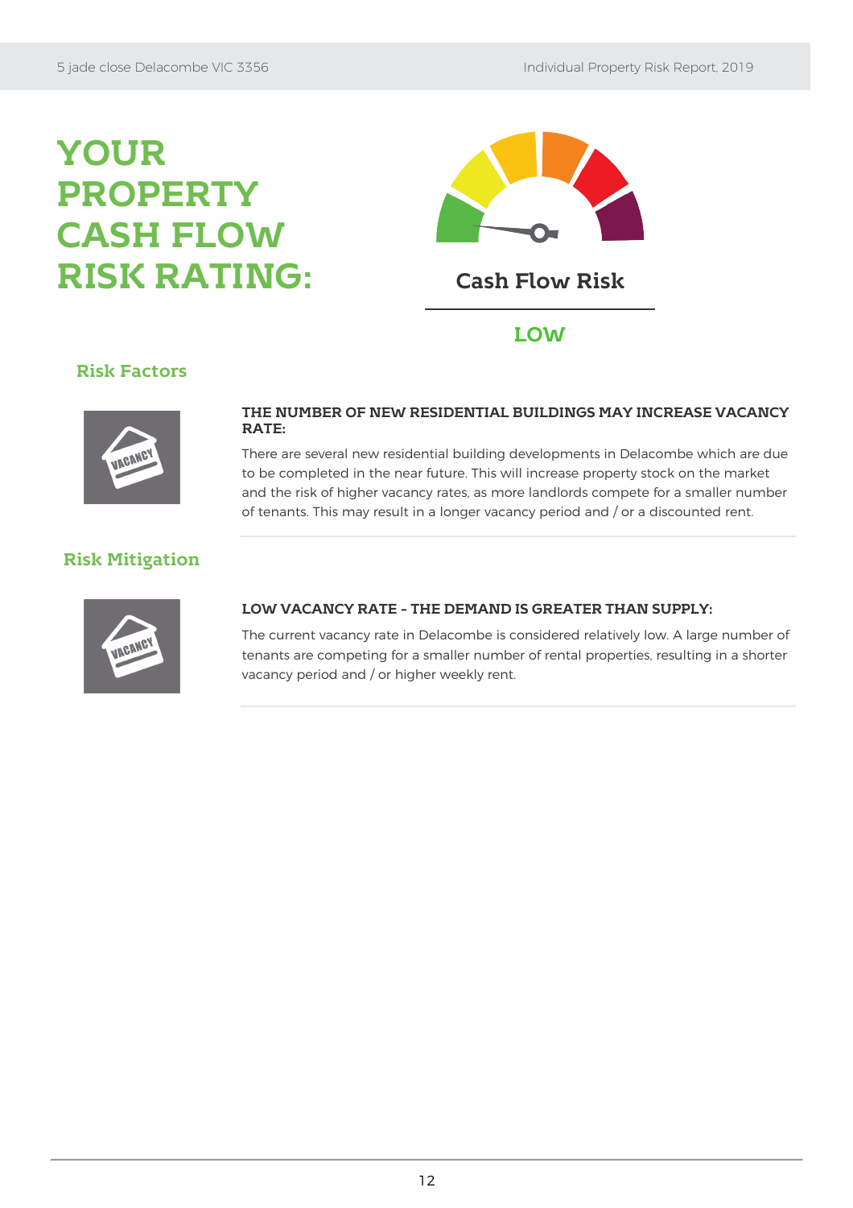# YOUR PROPERTY CASH FLOW RISK RATING:

Cash Flow Risk

**LOW**

## Risk Factors

**THE NUMBER OF NEW RESIDENTIAL BUILDINGS MAY INCREASE VACANCY RATE:**

There are several new residential building developments in Delacombe which are due to be completed in the near future. This will increase property stock on the market and the risk of higher vacancy rates, as more landlords compete for a smaller number of tenants. This may result in a longer vacancy period and / or a discounted rent.

## Risk Mitigation

**LOW VACANCY RATE - THE DEMAND IS GREATER THAN SUPPLY:**

The current vacancy rate in Delacombe is considered relatively low. A large number of tenants are competing for a smaller number of rental properties, resulting in a shorter vacancy period and / or higher weekly rent.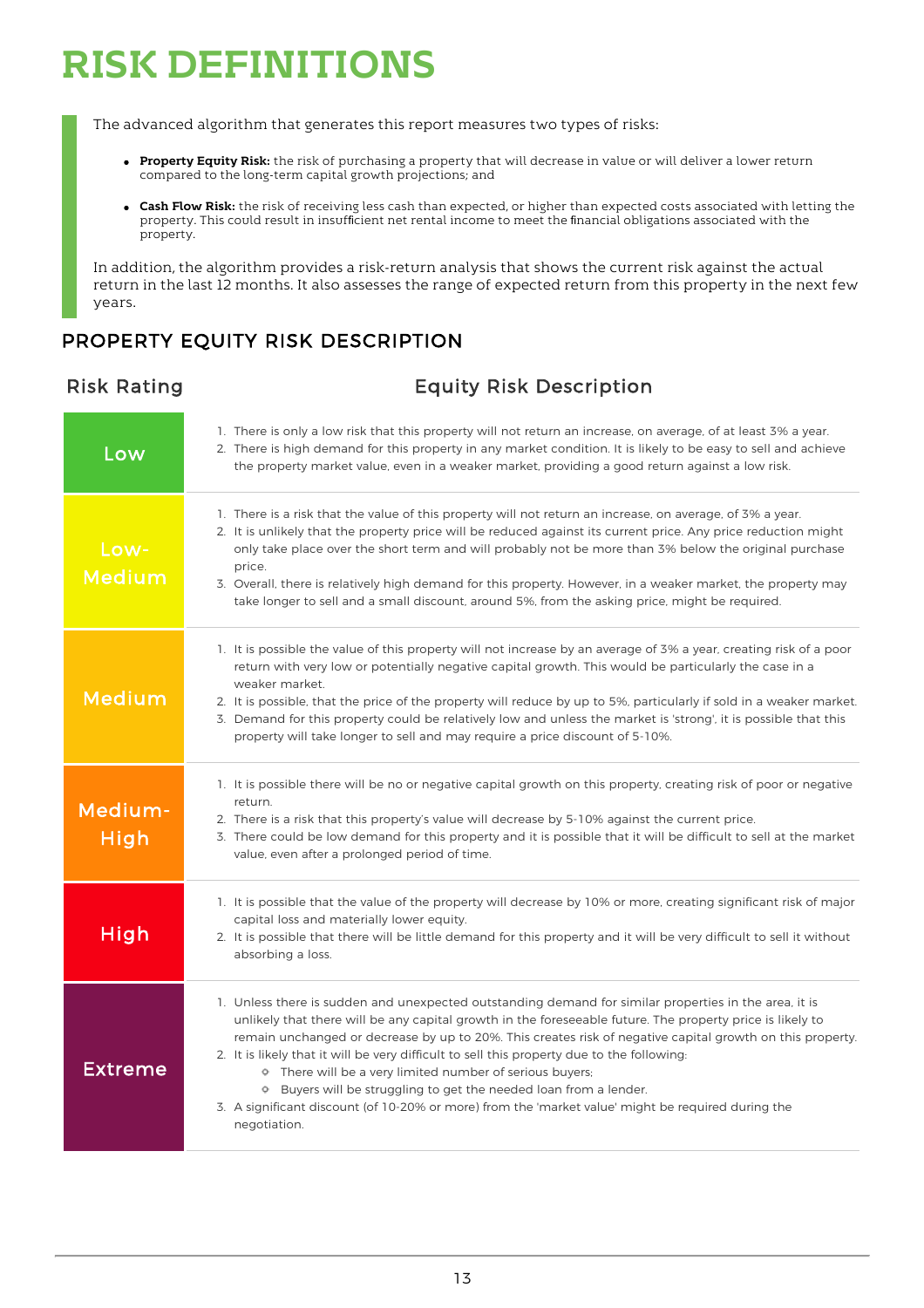# RISK DEFINITIONS

The advanced algorithm that generates this report measures two types of risks:

- **Property Equity Risk:** the risk of purchasing a property that will decrease in value or will deliver a lower return compared to the long-term capital growth projections; and
- **Cash Flow Risk:** the risk of receiving less cash than expected, or higher than expected costs associated with letting the property. This could result in insufficient net rental income to meet the financial obligations associated with the property.

In addition, the algorithm provides a risk-return analysis that shows the current risk against the actual return in the last 12 months. It also assesses the range of expected return from this property in the next few years.

## PROPERTY EQUITY RISK DESCRIPTION

| Risk Rating | Equity Risk Description |
|---|---|
| Low | 1. There is only a low risk that this property will not return an increase, on average, of at least 3% a year.<br>2. There is high demand for this property in any market condition. It is likely to be easy to sell and achieve the property market value, even in a weaker market, providing a good return against a low risk. |
| Low-Medium | 1. There is a risk that the value of this property will not return an increase, on average, of 3% a year.<br>2. It is unlikely that the property price will be reduced against its current price. Any price reduction might only take place over the short term and will probably not be more than 3% below the original purchase price.<br>3. Overall, there is relatively high demand for this property. However, in a weaker market, the property may take longer to sell and a small discount, around 5%, from the asking price, might be required. |
| Medium | 1. It is possible the value of this property will not increase by an average of 3% a year, creating risk of a poor return with very low or potentially negative capital growth. This would be particularly the case in a weaker market.<br>2. It is possible, that the price of the property will reduce by up to 5%, particularly if sold in a weaker market.<br>3. Demand for this property could be relatively low and unless the market is 'strong', it is possible that this property will take longer to sell and may require a price discount of 5-10%. |
| Medium-High | 1. It is possible there will be no or negative capital growth on this property, creating risk of poor or negative return.<br>2. There is a risk that this property's value will decrease by 5-10% against the current price.<br>3. There could be low demand for this property and it is possible that it will be difficult to sell at the market value, even after a prolonged period of time. |
| High | 1. It is possible that the value of the property will decrease by 10% or more, creating significant risk of major capital loss and materially lower equity.<br>2. It is possible that there will be little demand for this property and it will be very difficult to sell it without absorbing a loss. |
| Extreme | 1. Unless there is sudden and unexpected outstanding demand for similar properties in the area, it is unlikely that there will be any capital growth in the foreseeable future. The property price is likely to remain unchanged or decrease by up to 20%. This creates risk of negative capital growth on this property.<br>2. It is likely that it will be very difficult to sell this property due to the following:<br>&nbsp;&nbsp;◦ There will be a very limited number of serious buyers;<br>&nbsp;&nbsp;◦ Buyers will be struggling to get the needed loan from a lender.<br>3. A significant discount (of 10-20% or more) from the 'market value' might be required during the negotiation. |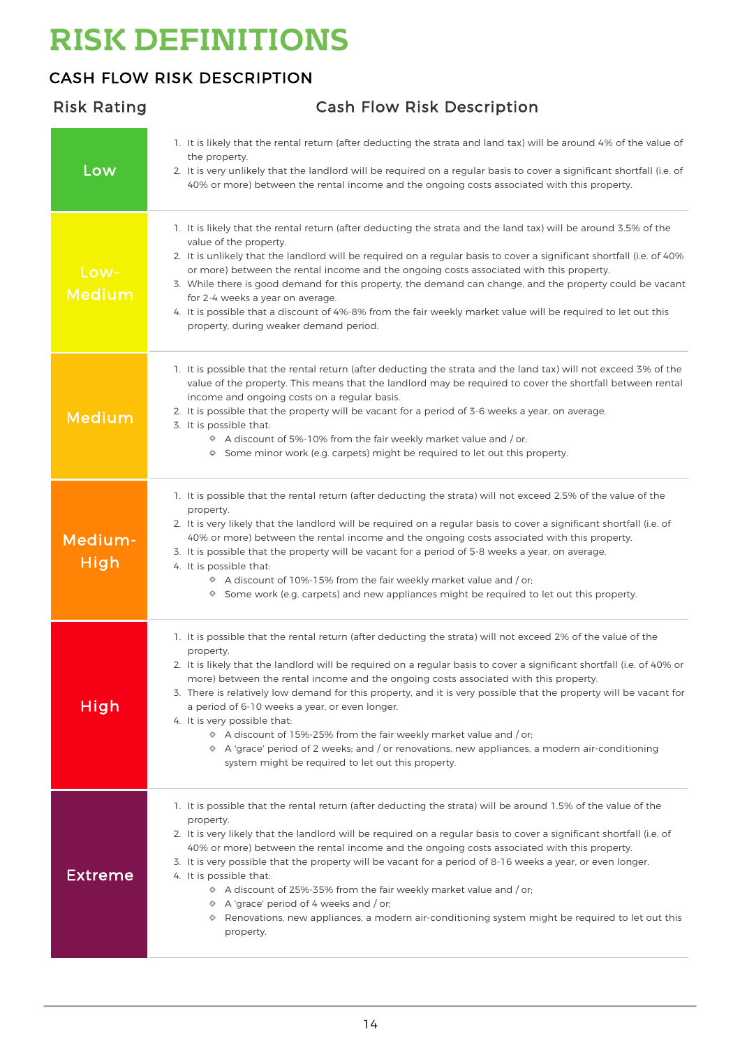# RISK DEFINITIONS

## CASH FLOW RISK DESCRIPTION

| Risk Rating | Cash Flow Risk Description |
|---|---|
| Low | 1. It is likely that the rental return (after deducting the strata and land tax) will be around 4% of the value of the property.<br>2. It is very unlikely that the landlord will be required on a regular basis to cover a significant shortfall (i.e. of 40% or more) between the rental income and the ongoing costs associated with this property. |
| Low-Medium | 1. It is likely that the rental return (after deducting the strata and the land tax) will be around 3.5% of the value of the property.<br>2. It is unlikely that the landlord will be required on a regular basis to cover a significant shortfall (i.e. of 40% or more) between the rental income and the ongoing costs associated with this property.<br>3. While there is good demand for this property, the demand can change, and the property could be vacant for 2-4 weeks a year on average.<br>4. It is possible that a discount of 4%-8% from the fair weekly market value will be required to let out this property, during weaker demand period. |
| Medium | 1. It is possible that the rental return (after deducting the strata and the land tax) will not exceed 3% of the value of the property. This means that the landlord may be required to cover the shortfall between rental income and ongoing costs on a regular basis.<br>2. It is possible that the property will be vacant for a period of 3-6 weeks a year, on average.<br>3. It is possible that:<br>◦ A discount of 5%-10% from the fair weekly market value and / or;<br>◦ Some minor work (e.g. carpets) might be required to let out this property. |
| Medium-High | 1. It is possible that the rental return (after deducting the strata) will not exceed 2.5% of the value of the property.<br>2. It is very likely that the landlord will be required on a regular basis to cover a significant shortfall (i.e. of 40% or more) between the rental income and the ongoing costs associated with this property.<br>3. It is possible that the property will be vacant for a period of 5-8 weeks a year, on average.<br>4. It is possible that:<br>◦ A discount of 10%-15% from the fair weekly market value and / or;<br>◦ Some work (e.g. carpets) and new appliances might be required to let out this property. |
| High | 1. It is possible that the rental return (after deducting the strata) will not exceed 2% of the value of the property.<br>2. It is likely that the landlord will be required on a regular basis to cover a significant shortfall (i.e. of 40% or more) between the rental income and the ongoing costs associated with this property.<br>3. There is relatively low demand for this property, and it is very possible that the property will be vacant for a period of 6-10 weeks a year, or even longer.<br>4. It is very possible that:<br>◦ A discount of 15%-25% from the fair weekly market value and / or;<br>◦ A 'grace' period of 2 weeks; and / or renovations, new appliances, a modern air-conditioning system might be required to let out this property. |
| Extreme | 1. It is possible that the rental return (after deducting the strata) will be around 1.5% of the value of the property.<br>2. It is very likely that the landlord will be required on a regular basis to cover a significant shortfall (i.e. of 40% or more) between the rental income and the ongoing costs associated with this property.<br>3. It is very possible that the property will be vacant for a period of 8-16 weeks a year, or even longer.<br>4. It is possible that:<br>◦ A discount of 25%-35% from the fair weekly market value and / or;<br>◦ A 'grace' period of 4 weeks and / or;<br>◦ Renovations, new appliances, a modern air-conditioning system might be required to let out this property. |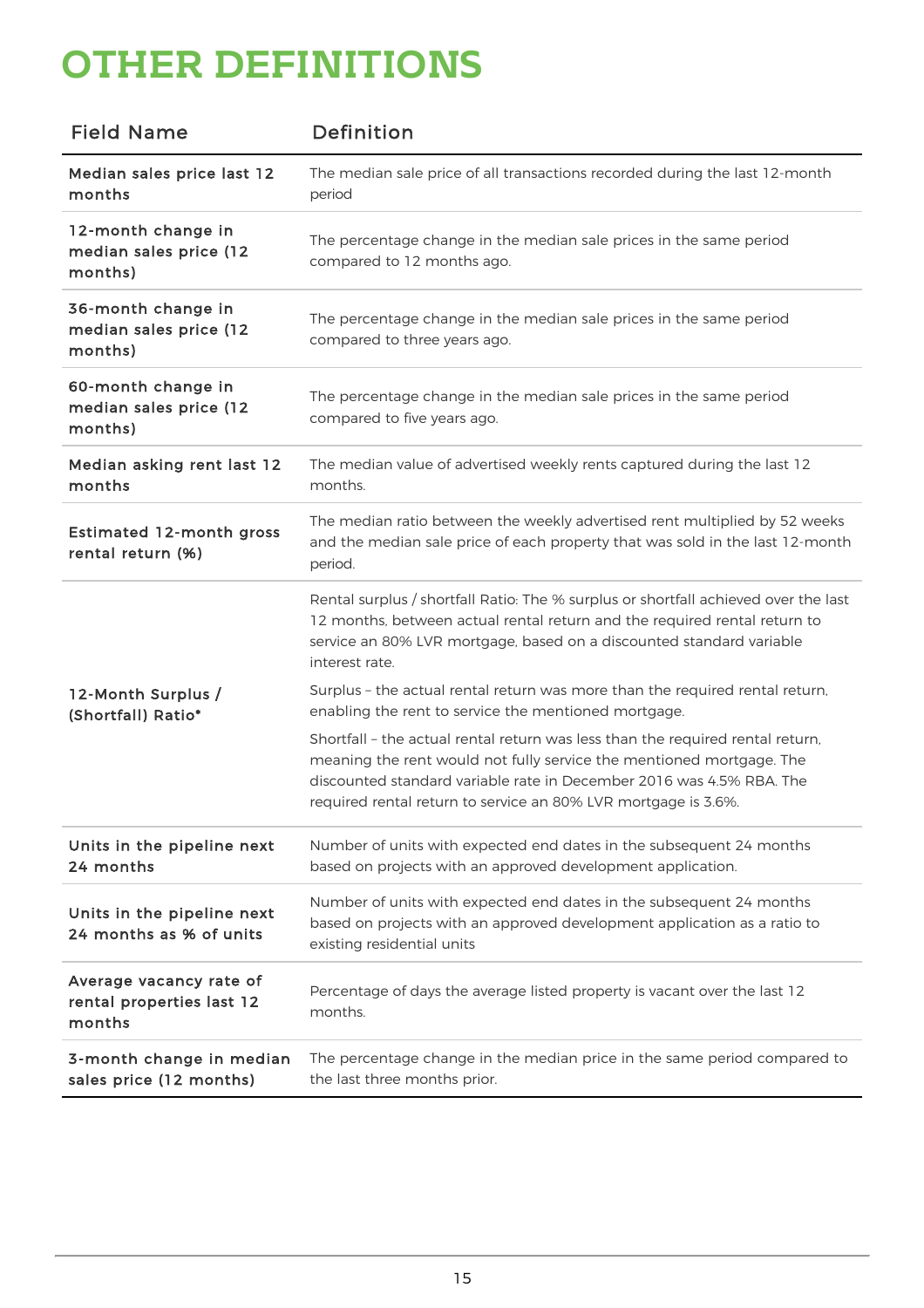# OTHER DEFINITIONS

| Field Name | Definition |
|---|---|
| **Median sales price last 12 months** | The median sale price of all transactions recorded during the last 12-month period |
| **12-month change in median sales price (12 months)** | The percentage change in the median sale prices in the same period compared to 12 months ago. |
| **36-month change in median sales price (12 months)** | The percentage change in the median sale prices in the same period compared to three years ago. |
| **60-month change in median sales price (12 months)** | The percentage change in the median sale prices in the same period compared to five years ago. |
| **Median asking rent last 12 months** | The median value of advertised weekly rents captured during the last 12 months. |
| **Estimated 12-month gross rental return (%)** | The median ratio between the weekly advertised rent multiplied by 52 weeks and the median sale price of each property that was sold in the last 12-month period. |
| **12-Month Surplus / (Shortfall) Ratio*** | Rental surplus / shortfall Ratio: The % surplus or shortfall achieved over the last 12 months, between actual rental return and the required rental return to service an 80% LVR mortgage, based on a discounted standard variable interest rate.<br><br>Surplus – the actual rental return was more than the required rental return, enabling the rent to service the mentioned mortgage.<br><br>Shortfall – the actual rental return was less than the required rental return, meaning the rent would not fully service the mentioned mortgage. The discounted standard variable rate in December 2016 was 4.5% RBA. The required rental return to service an 80% LVR mortgage is 3.6%. |
| **Units in the pipeline next 24 months** | Number of units with expected end dates in the subsequent 24 months based on projects with an approved development application. |
| **Units in the pipeline next 24 months as % of units** | Number of units with expected end dates in the subsequent 24 months based on projects with an approved development application as a ratio to existing residential units |
| **Average vacancy rate of rental properties last 12 months** | Percentage of days the average listed property is vacant over the last 12 months. |
| **3-month change in median sales price (12 months)** | The percentage change in the median price in the same period compared to the last three months prior. |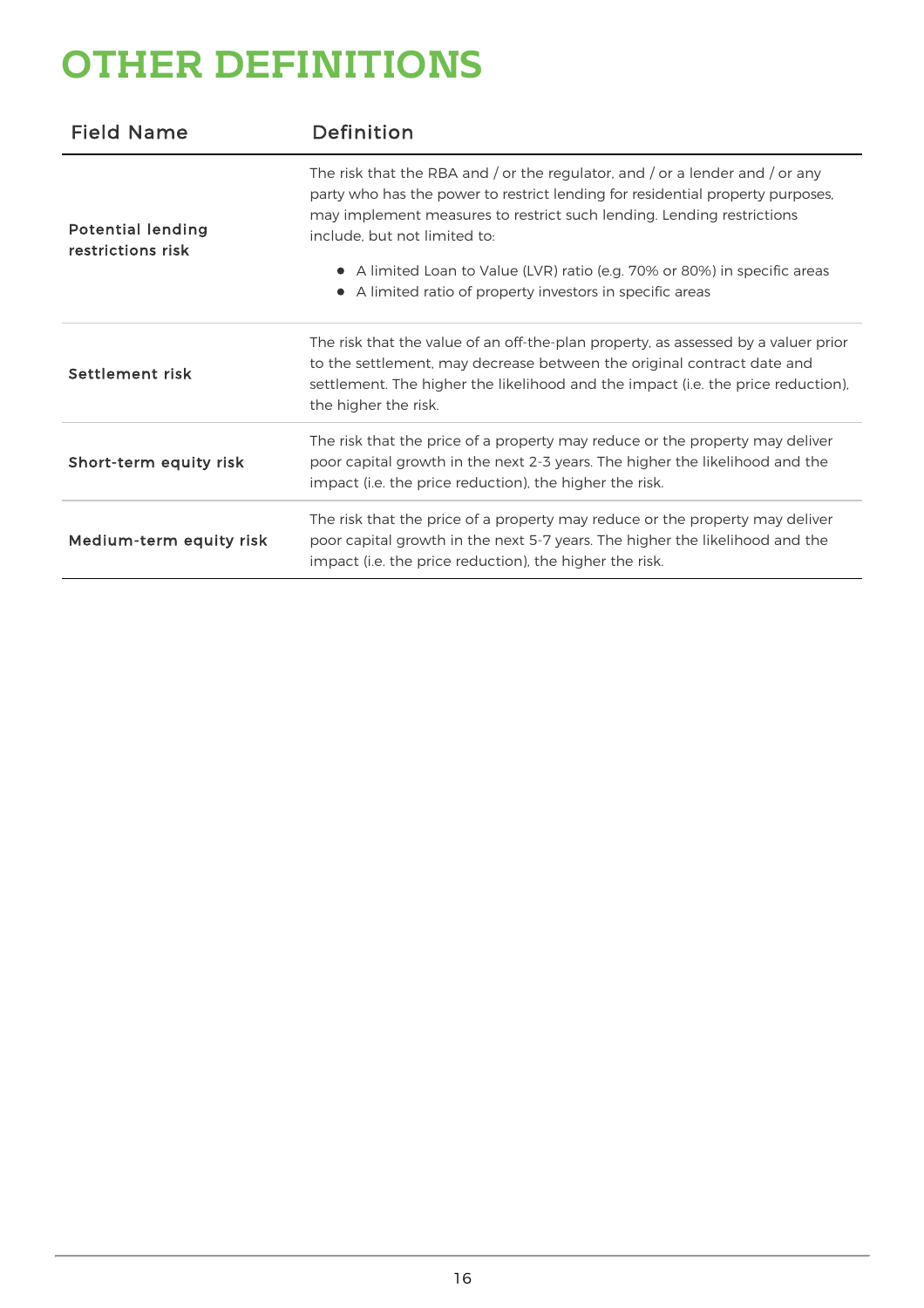# OTHER DEFINITIONS

| Field Name | Definition |
|---|---|
| Potential lending restrictions risk | The risk that the RBA and / or the regulator, and / or a lender and / or any party who has the power to restrict lending for residential property purposes, may implement measures to restrict such lending. Lending restrictions include, but not limited to:<br>• A limited Loan to Value (LVR) ratio (e.g. 70% or 80%) in specific areas<br>• A limited ratio of property investors in specific areas |
| Settlement risk | The risk that the value of an off-the-plan property, as assessed by a valuer prior to the settlement, may decrease between the original contract date and settlement. The higher the likelihood and the impact (i.e. the price reduction), the higher the risk. |
| Short-term equity risk | The risk that the price of a property may reduce or the property may deliver poor capital growth in the next 2-3 years. The higher the likelihood and the impact (i.e. the price reduction), the higher the risk. |
| Medium-term equity risk | The risk that the price of a property may reduce or the property may deliver poor capital growth in the next 5-7 years. The higher the likelihood and the impact (i.e. the price reduction), the higher the risk. |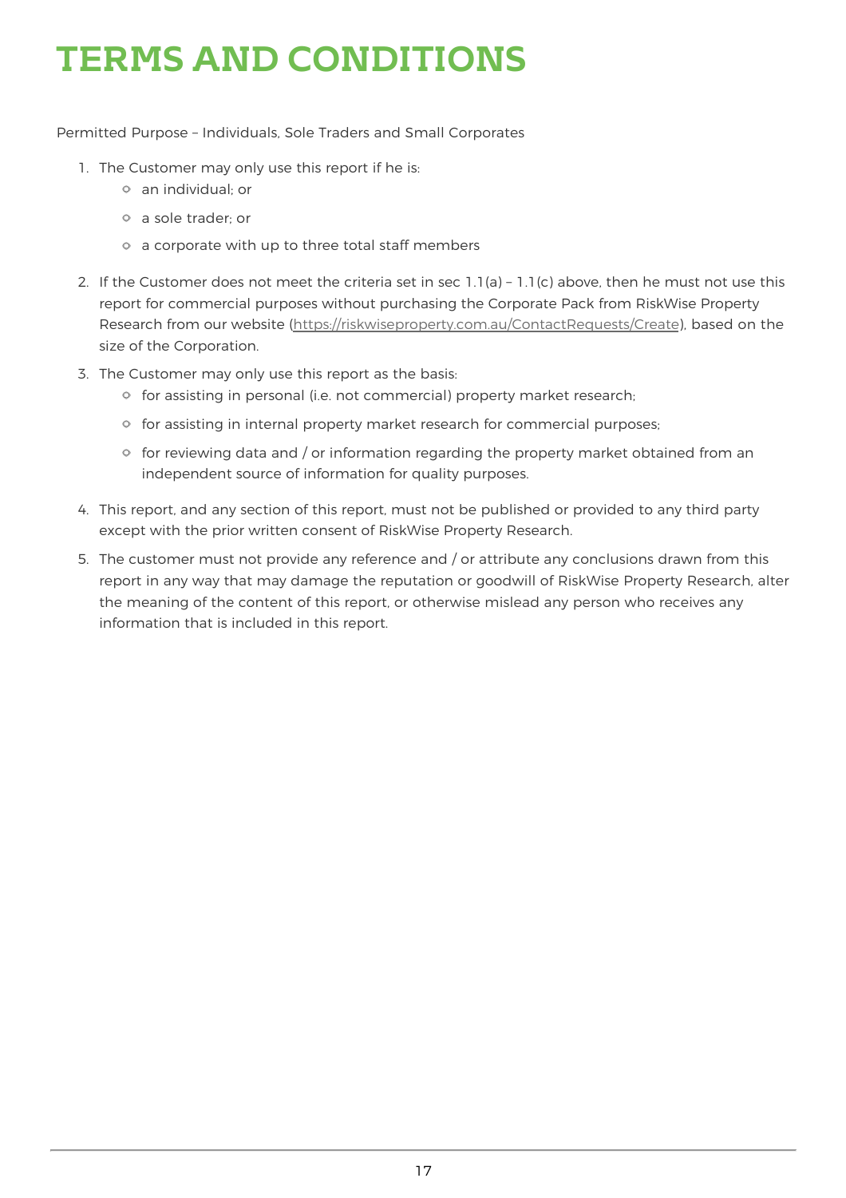# TERMS AND CONDITIONS

Permitted Purpose – Individuals, Sole Traders and Small Corporates

1. The Customer may only use this report if he is:
   - an individual; or
   - a sole trader; or
   - a corporate with up to three total staff members
2. If the Customer does not meet the criteria set in sec 1.1(a) – 1.1(c) above, then he must not use this report for commercial purposes without purchasing the Corporate Pack from RiskWise Property Research from our website (https://riskwiseproperty.com.au/ContactRequests/Create), based on the size of the Corporation.
3. The Customer may only use this report as the basis:
   - for assisting in personal (i.e. not commercial) property market research;
   - for assisting in internal property market research for commercial purposes;
   - for reviewing data and / or information regarding the property market obtained from an independent source of information for quality purposes.
4. This report, and any section of this report, must not be published or provided to any third party except with the prior written consent of RiskWise Property Research.
5. The customer must not provide any reference and / or attribute any conclusions drawn from this report in any way that may damage the reputation or goodwill of RiskWise Property Research, alter the meaning of the content of this report, or otherwise mislead any person who receives any information that is included in this report.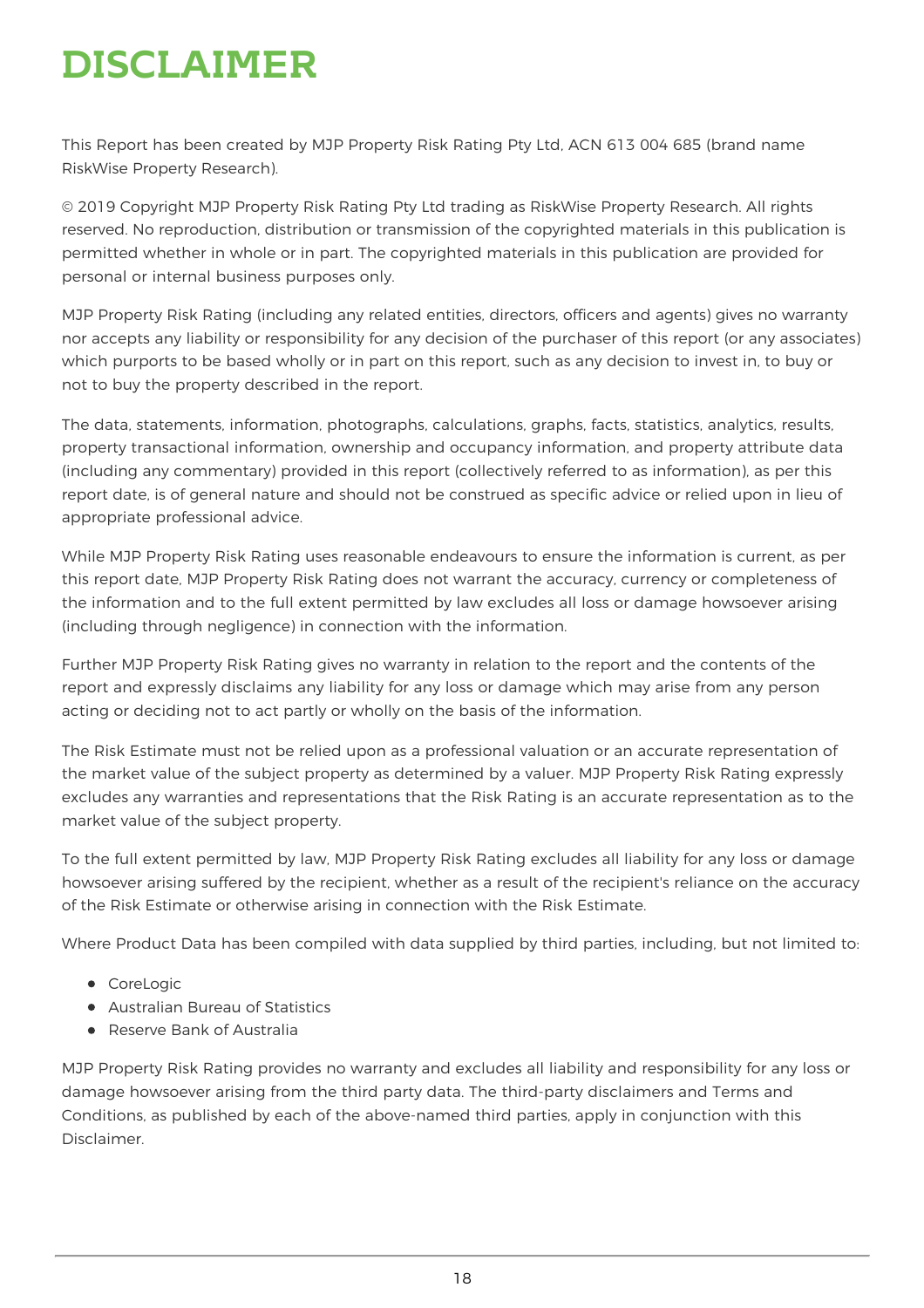# DISCLAIMER

This Report has been created by MJP Property Risk Rating Pty Ltd, ACN 613 004 685 (brand name RiskWise Property Research).

© 2019 Copyright MJP Property Risk Rating Pty Ltd trading as RiskWise Property Research. All rights reserved. No reproduction, distribution or transmission of the copyrighted materials in this publication is permitted whether in whole or in part. The copyrighted materials in this publication are provided for personal or internal business purposes only.

MJP Property Risk Rating (including any related entities, directors, officers and agents) gives no warranty nor accepts any liability or responsibility for any decision of the purchaser of this report (or any associates) which purports to be based wholly or in part on this report, such as any decision to invest in, to buy or not to buy the property described in the report.

The data, statements, information, photographs, calculations, graphs, facts, statistics, analytics, results, property transactional information, ownership and occupancy information, and property attribute data (including any commentary) provided in this report (collectively referred to as information), as per this report date, is of general nature and should not be construed as specific advice or relied upon in lieu of appropriate professional advice.

While MJP Property Risk Rating uses reasonable endeavours to ensure the information is current, as per this report date, MJP Property Risk Rating does not warrant the accuracy, currency or completeness of the information and to the full extent permitted by law excludes all loss or damage howsoever arising (including through negligence) in connection with the information.

Further MJP Property Risk Rating gives no warranty in relation to the report and the contents of the report and expressly disclaims any liability for any loss or damage which may arise from any person acting or deciding not to act partly or wholly on the basis of the information.

The Risk Estimate must not be relied upon as a professional valuation or an accurate representation of the market value of the subject property as determined by a valuer. MJP Property Risk Rating expressly excludes any warranties and representations that the Risk Rating is an accurate representation as to the market value of the subject property.

To the full extent permitted by law, MJP Property Risk Rating excludes all liability for any loss or damage howsoever arising suffered by the recipient, whether as a result of the recipient's reliance on the accuracy of the Risk Estimate or otherwise arising in connection with the Risk Estimate.

Where Product Data has been compiled with data supplied by third parties, including, but not limited to:

- CoreLogic
- Australian Bureau of Statistics
- Reserve Bank of Australia

MJP Property Risk Rating provides no warranty and excludes all liability and responsibility for any loss or damage howsoever arising from the third party data. The third-party disclaimers and Terms and Conditions, as published by each of the above-named third parties, apply in conjunction with this Disclaimer.